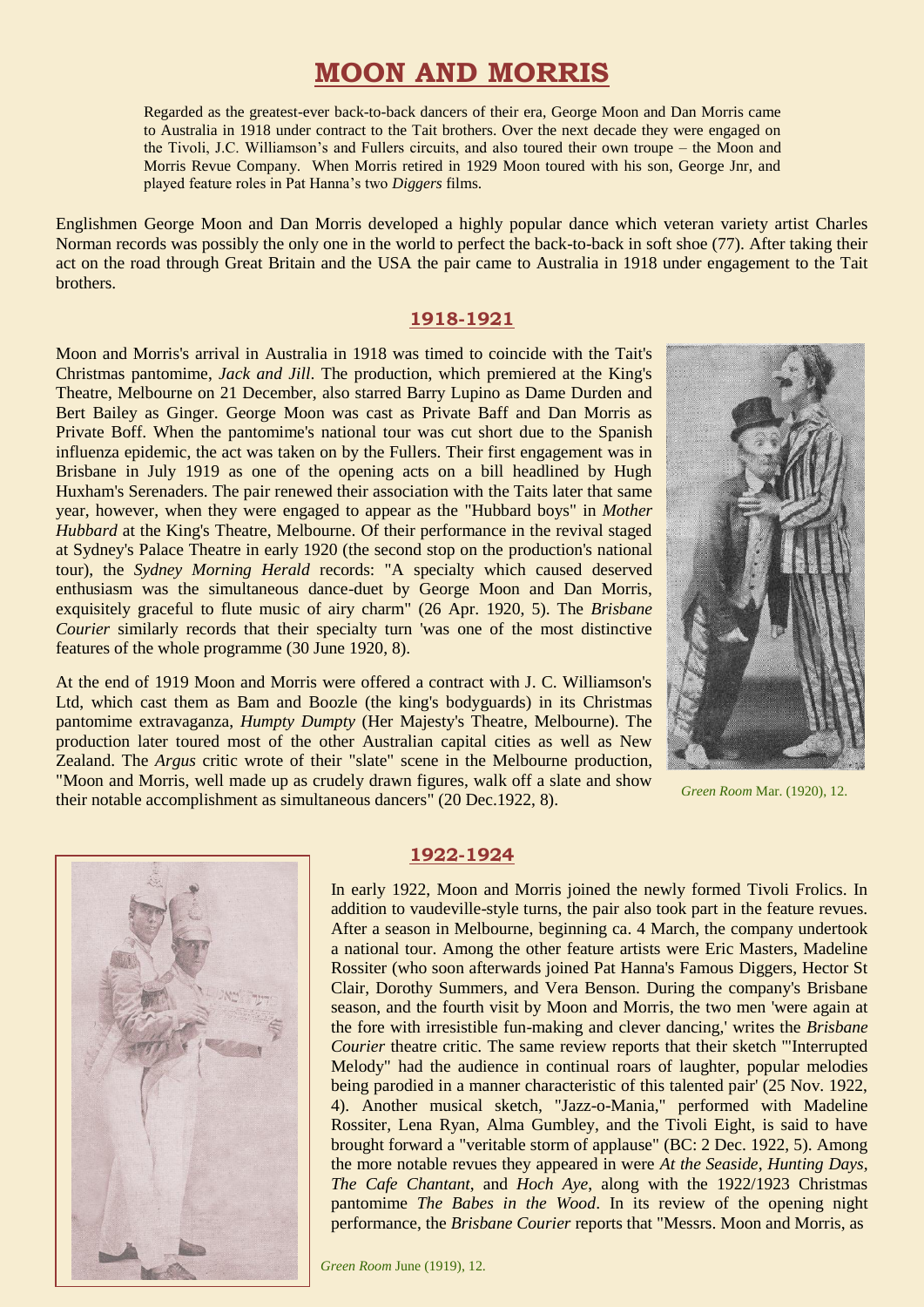# MOON AND MORRIS

Regarded as the greatest-ever back-to-back dancers of their era, George Moon and Dan Morris came to Australia in 1918 under contract to the Tait brothers. Over the next decade they were engaged on the Tivoli, J.C. Williamson's and Fullers circuits, and also toured their own troupe – the Moon and Morris Revue Company. When Morris retired in 1929 Moon toured with his son, George Jnr, and played feature roles in Pat Hanna's two *Diggers* films.

Englishmen George Moon and Dan Morris developed a highly popular dance which veteran variety artist Charles Norman records was possibly the only one in the world to perfect the back-to-back in soft shoe (77). After taking their act on the road through Great Britain and the USA the pair came to Australia in 1918 under engagement to the Tait brothers.

## 1918-1921

Moon and Morris's arrival in Australia in 1918 was timed to coincide with the Tait's Christmas pantomime, *Jack and Jill*. The production, which premiered at the King's Theatre, Melbourne on 21 December, also starred Barry Lupino as Dame Durden and Bert Bailey as Ginger. George Moon was cast as Private Baff and Dan Morris as Private Boff. When the pantomime's national tour was cut short due to the Spanish influenza epidemic, the act was taken on by the Fullers. Their first engagement was in Brisbane in July 1919 as one of the opening acts on a bill headlined by Hugh Huxham's Serenaders. The pair renewed their association with the Taits later that same year, however, when they were engaged to appear as the "Hubbard boys" in *Mother Hubbard* at the King's Theatre, Melbourne. Of their performance in the revival staged at Sydney's Palace Theatre in early 1920 (the second stop on the production's national tour), the *Sydney Morning Herald* records: "A specialty which caused deserved enthusiasm was the simultaneous dance-duet by George Moon and Dan Morris, exquisitely graceful to flute music of airy charm" (26 Apr. 1920, 5). The *Brisbane Courier* similarly records that their specialty turn 'was one of the most distinctive features of the whole programme (30 June 1920, 8).

*Green Room* Mar. (1920), 12.

At the end of 1919 Moon and Morris were offered a contract with J. C. Williamson's Ltd, which cast them as Bam and Boozle (the king's bodyguards) in its Christmas pantomime extravaganza, *Humpty Dumpty* (Her Majesty's Theatre, Melbourne). The production later toured most of the other Australian capital cities as well as New Zealand. The *Argus* critic wrote of their "slate" scene in the Melbourne production, "Moon and Morris, well made up as crudely drawn figures, walk off a slate and show their notable accomplishment as simultaneous dancers" (20 Dec.1922, 8).

## 1922-1924

In early 1922, Moon and Morris joined the newly formed Tivoli Frolics. In addition to vaudeville-style turns, the pair also took part in the feature revues. After a season in Melbourne, beginning ca. 4 March, the company undertook a national tour. Among the other feature artists were Eric Masters, Madeline Rossiter (who soon afterwards joined Pat Hanna's Famous Diggers, Hector St Clair, Dorothy Summers, and Vera Benson. During the company's Brisbane season, and the fourth visit by Moon and Morris, the two men 'were again at the fore with irresistible fun-making and clever dancing,' writes the *Brisbane Courier* theatre critic. The same review reports that their sketch "'Interrupted Melody" had the audience in continual roars of laughter, popular melodies being parodied in a manner characteristic of this talented pair' (25 Nov. 1922, 4). Another musical sketch, "Jazz-o-Mania," performed with Madeline Rossiter, Lena Ryan, Alma Gumbley, and the Tivoli Eight, is said to have brought forward a "veritable storm of applause" (BC: 2 Dec. 1922, 5). Among the more notable revues they appeared in were *At the Seaside*, *Hunting Days*, *The Cafe Chantant*, and *Hoch Aye*, along with the 1922/1923 Christmas pantomime *The Babes in the Wood*. In its review of the opening night performance, the *Brisbane Courier* reports that "Messrs. Moon and Morris, as

*Green Room* June (1919), 12.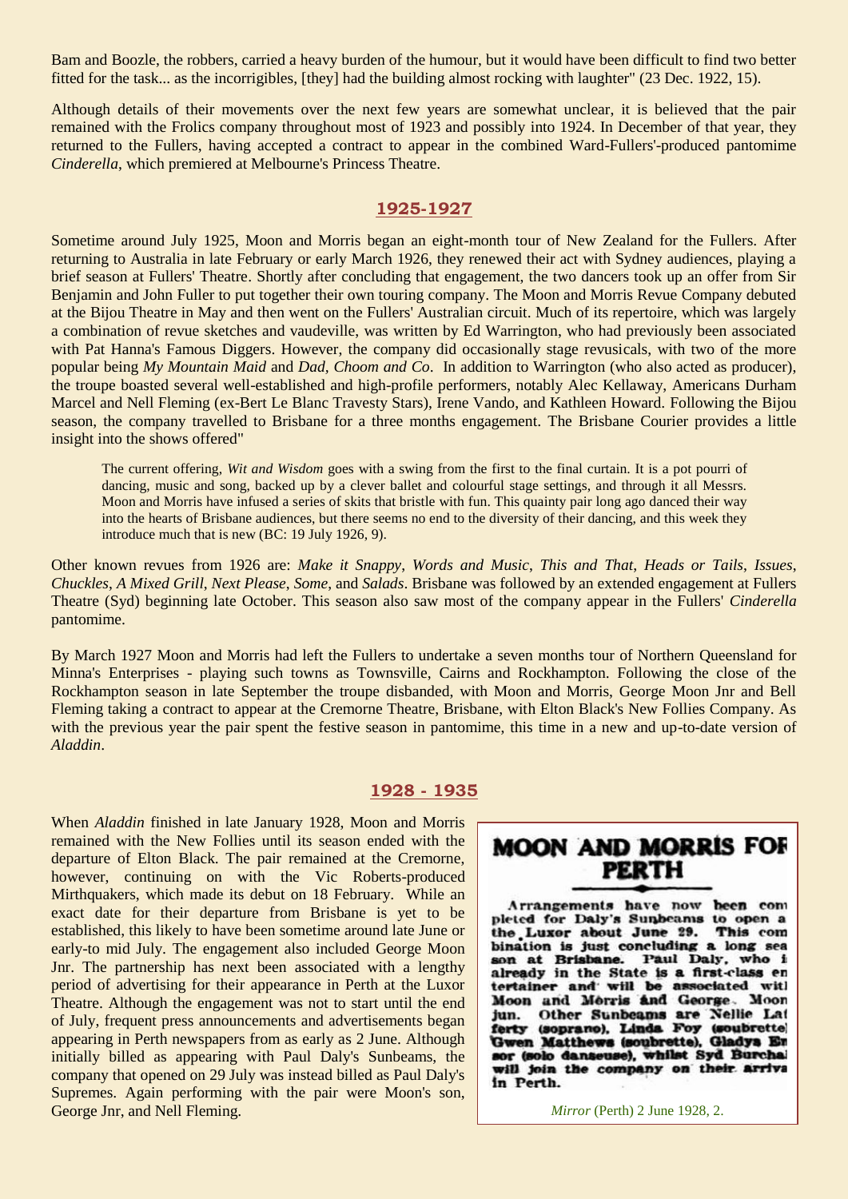Bam and Boozle, the robbers, carried a heavy burden of the humour, but it would have been difficult to find two better fitted for the task... as the incorrigibles, [they] had the building almost rocking with laughter" (23 Dec. 1922, 15).

Although details of their movements over the next few years are somewhat unclear, it is believed that the pair remained with the Frolics company throughout most of 1923 and possibly into 1924. In December of that year, they returned to the Fullers, having accepted a contract to appear in the combined Ward-Fullers'-produced pantomime *Cinderella*, which premiered at Melbourne's Princess Theatre.

## 1925-1927

Sometime around July 1925, Moon and Morris began an eight-month tour of New Zealand for the Fullers. After returning to Australia in late February or early March 1926, they renewed their act with Sydney audiences, playing a brief season at Fullers' Theatre. Shortly after concluding that engagement, the two dancers took up an offer from Sir Benjamin and John Fuller to put together their own touring company. The Moon and Morris Revue Company debuted at the Bijou Theatre in May and then went on the Fullers' Australian circuit. Much of its repertoire, which was largely a combination of revue sketches and vaudeville, was written by Ed Warrington, who had previously been associated with Pat Hanna's Famous Diggers. However, the company did occasionally stage revusicals, with two of the more popular being *My Mountain Maid* and *Dad, Choom and Co*. In addition to Warrington (who also acted as producer), the troupe boasted several well-established and high-profile performers, notably Alec Kellaway, Americans Durham Marcel and Nell Fleming (ex-Bert Le Blanc Travesty Stars), Irene Vando, and Kathleen Howard. Following the Bijou season, the company travelled to Brisbane for a three months engagement. The Brisbane Courier provides a little insight into the shows offered"

> The current offering, *Wit and Wisdom* goes with a swing from the first to the final curtain. It is a pot pourri of dancing, music and song, backed up by a clever ballet and colourful stage settings, and through it all Messrs. Moon and Morris have infused a series of skits that bristle with fun. This quainty pair long ago danced their way into the hearts of Brisbane audiences, but there seems no end to the diversity of their dancing, and this week they introduce much that is new (BC: 19 July 1926, 9).

Other known revues from 1926 are: *Make it Snappy*, *Words and Music*, *This and That*, *Heads or Tails*, *Issues*, *Chuckles*, *A Mixed Grill*, *Next Please*, *Some*, and *Salads*. Brisbane was followed by an extended engagement at Fullers Theatre (Syd) beginning late October. This season also saw most of the company appear in the Fullers' *Cinderella* pantomime.

By March 1927 Moon and Morris had left the Fullers to undertake a seven months tour of Northern Queensland for Minna's Enterprises - playing such towns as Townsville, Cairns and Rockhampton. Following the close of the Rockhampton season in late September the troupe disbanded, with Moon and Morris, George Moon Jnr and Bell Fleming taking a contract to appear at the Cremorne Theatre, Brisbane, with Elton Black's New Follies Company. As with the previous year the pair spent the festive season in pantomime, this time in a new and up-to-date version of *Aladdin*.

## 1928 - 1935

When *Aladdin* finished in late January 1928, Moon and Morris remained with the New Follies until its season ended with the departure of Elton Black. The pair remained at the Cremorne, however, continuing on with the Vic Roberts-produced Mirthquakers, which made its debut on 18 February. While an exact date for their departure from Brisbane is yet to be established, this likely to have been sometime around late June or early-to mid July. The engagement also included George Moon Jnr. The partnership has next been associated with a lengthy period of advertising for their appearance in Perth at the Luxor Theatre. Although the engagement was not to start until the end of July, frequent press announcements and advertisements began appearing in Perth newspapers from as early as 2 June. Although initially billed as appearing with Paul Daly's Sunbeams, the company that opened on 29 July was instead billed as Paul Daly's Supremes. Again performing with the pair were Moon's son, George Jnr, and Nell Fleming.

> **MOON AND MORRIS FOR PERTH**
>
> Arrangements have now been completed for Daly's Sunbeams to open at the Luxor about June 29. This combination is just concluding a long season at Brisbane. Paul Daly, who is already in the State is a first-class entertainer and will be associated with Moon and Morris and George Moon jun. Other Sunbeams are Nellie Lafferty (soprano), Linda Foy (soubrette), Gwen Matthews (soubrette), Gladys Ensor (solo danseuse), whilst Syd Burchall will join the company on their arrival in Perth.

*Mirror* (Perth) 2 June 1928, 2.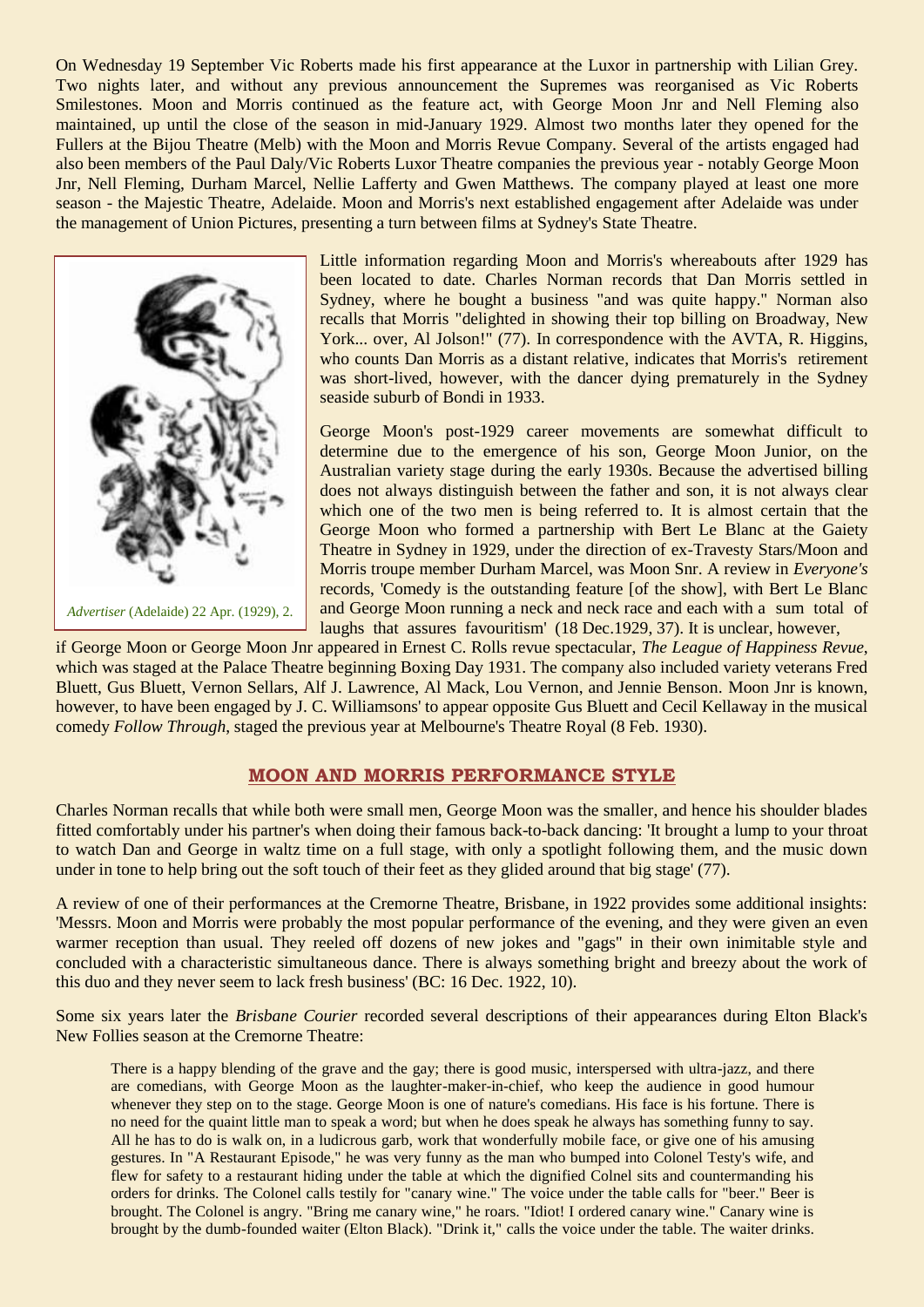On Wednesday 19 September Vic Roberts made his first appearance at the Luxor in partnership with Lilian Grey. Two nights later, and without any previous announcement the Supremes was reorganised as Vic Roberts Smilestones. Moon and Morris continued as the feature act, with George Moon Jnr and Nell Fleming also maintained, up until the close of the season in mid-January 1929. Almost two months later they opened for the Fullers at the Bijou Theatre (Melb) with the Moon and Morris Revue Company. Several of the artists engaged had also been members of the Paul Daly/Vic Roberts Luxor Theatre companies the previous year - notably George Moon Jnr, Nell Fleming, Durham Marcel, Nellie Lafferty and Gwen Matthews. The company played at least one more season - the Majestic Theatre, Adelaide. Moon and Morris's next established engagement after Adelaide was under the management of Union Pictures, presenting a turn between films at Sydney's State Theatre.

*Advertiser* (Adelaide) 22 Apr. (1929), 2.

Little information regarding Moon and Morris's whereabouts after 1929 has been located to date. Charles Norman records that Dan Morris settled in Sydney, where he bought a business "and was quite happy." Norman also recalls that Morris "delighted in showing their top billing on Broadway, New York... over, Al Jolson!" (77). In correspondence with the AVTA, R. Higgins, who counts Dan Morris as a distant relative, indicates that Morris's retirement was short-lived, however, with the dancer dying prematurely in the Sydney seaside suburb of Bondi in 1933.

George Moon's post-1929 career movements are somewhat difficult to determine due to the emergence of his son, George Moon Junior, on the Australian variety stage during the early 1930s. Because the advertised billing does not always distinguish between the father and son, it is not always clear which one of the two men is being referred to. It is almost certain that the George Moon who formed a partnership with Bert Le Blanc at the Gaiety Theatre in Sydney in 1929, under the direction of ex-Travesty Stars/Moon and Morris troupe member Durham Marcel, was Moon Snr. A review in *Everyone's* records, 'Comedy is the outstanding feature [of the show], with Bert Le Blanc and George Moon running a neck and neck race and each with a sum total of laughs that assures favouritism' (18 Dec.1929, 37). It is unclear, however, if George Moon or George Moon Jnr appeared in Ernest C. Rolls revue spectacular, *The League of Happiness Revue*, which was staged at the Palace Theatre beginning Boxing Day 1931. The company also included variety veterans Fred Bluett, Gus Bluett, Vernon Sellars, Alf J. Lawrence, Al Mack, Lou Vernon, and Jennie Benson. Moon Jnr is known, however, to have been engaged by J. C. Williamsons' to appear opposite Gus Bluett and Cecil Kellaway in the musical comedy *Follow Through*, staged the previous year at Melbourne's Theatre Royal (8 Feb. 1930).

## MOON AND MORRIS PERFORMANCE STYLE

Charles Norman recalls that while both were small men, George Moon was the smaller, and hence his shoulder blades fitted comfortably under his partner's when doing their famous back-to-back dancing: 'It brought a lump to your throat to watch Dan and George in waltz time on a full stage, with only a spotlight following them, and the music down under in tone to help bring out the soft touch of their feet as they glided around that big stage' (77).

A review of one of their performances at the Cremorne Theatre, Brisbane, in 1922 provides some additional insights: 'Messrs. Moon and Morris were probably the most popular performance of the evening, and they were given an even warmer reception than usual. They reeled off dozens of new jokes and "gags" in their own inimitable style and concluded with a characteristic simultaneous dance. There is always something bright and breezy about the work of this duo and they never seem to lack fresh business' (BC: 16 Dec. 1922, 10).

Some six years later the *Brisbane Courier* recorded several descriptions of their appearances during Elton Black's New Follies season at the Cremorne Theatre:

> There is a happy blending of the grave and the gay; there is good music, interspersed with ultra-jazz, and there are comedians, with George Moon as the laughter-maker-in-chief, who keep the audience in good humour whenever they step on to the stage. George Moon is one of nature's comedians. His face is his fortune. There is no need for the quaint little man to speak a word; but when he does speak he always has something funny to say. All he has to do is walk on, in a ludicrous garb, work that wonderfully mobile face, or give one of his amusing gestures. In "A Restaurant Episode," he was very funny as the man who bumped into Colonel Testy's wife, and flew for safety to a restaurant hiding under the table at which the dignified Colnel sits and countermanding his orders for drinks. The Colonel calls testily for "canary wine." The voice under the table calls for "beer." Beer is brought. The Colonel is angry. "Bring me canary wine," he roars. "Idiot! I ordered canary wine." Canary wine is brought by the dumb-founded waiter (Elton Black). "Drink it," calls the voice under the table. The waiter drinks.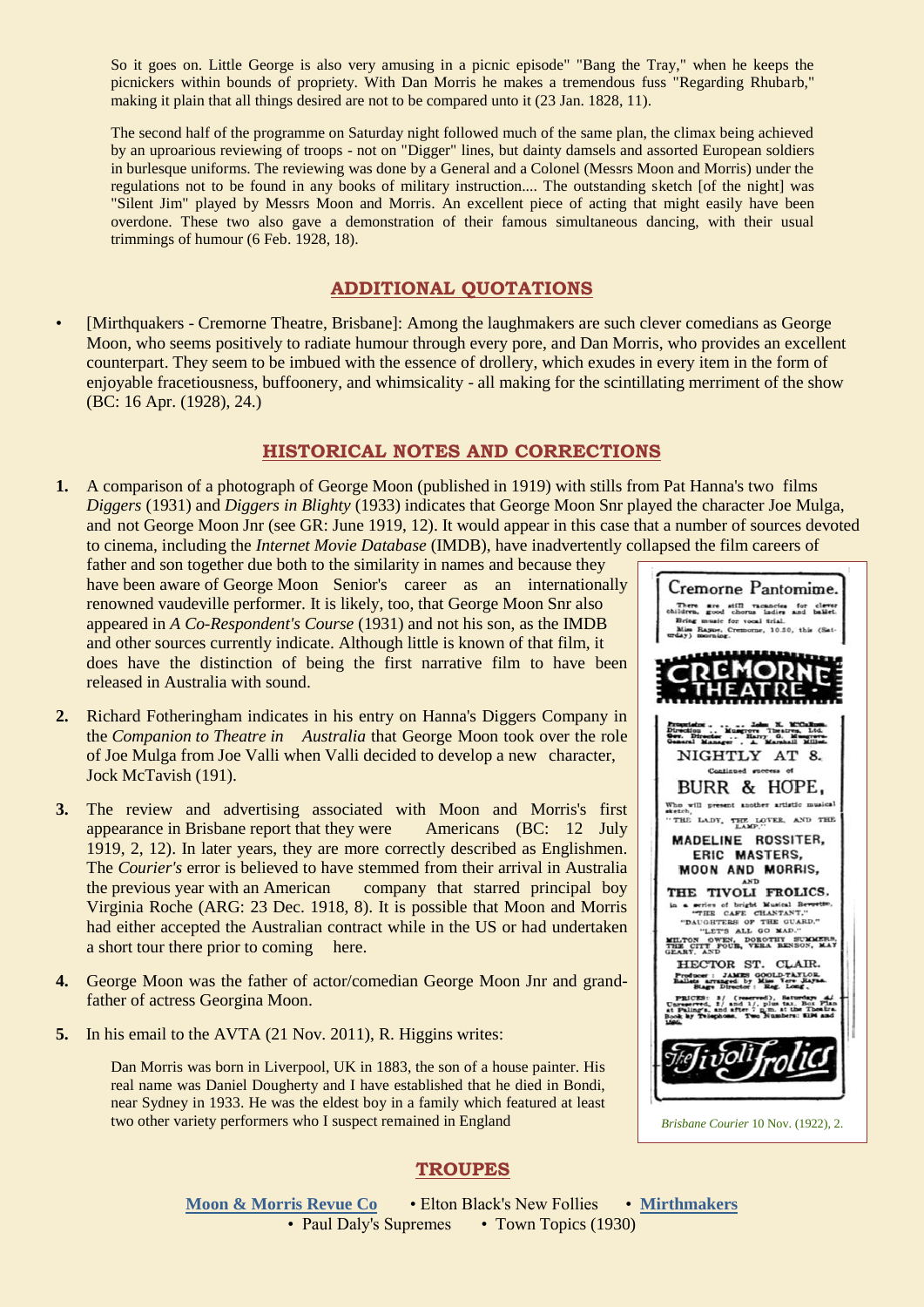So it goes on. Little George is also very amusing in a picnic episode" "Bang the Tray," when he keeps the picnickers within bounds of propriety. With Dan Morris he makes a tremendous fuss "Regarding Rhubarb," making it plain that all things desired are not to be compared unto it (23 Jan. 1828, 11).

The second half of the programme on Saturday night followed much of the same plan, the climax being achieved by an uproarious reviewing of troops - not on "Digger" lines, but dainty damsels and assorted European soldiers in burlesque uniforms. The reviewing was done by a General and a Colonel (Messrs Moon and Morris) under the regulations not to be found in any books of military instruction.... The outstanding sketch [of the night] was "Silent Jim" played by Messrs Moon and Morris. An excellent piece of acting that might easily have been overdone. These two also gave a demonstration of their famous simultaneous dancing, with their usual trimmings of humour (6 Feb. 1928, 18).

## ADDITIONAL QUOTATIONS

- [Mirthquakers - Cremorne Theatre, Brisbane]: Among the laughmakers are such clever comedians as George Moon, who seems positively to radiate humour through every pore, and Dan Morris, who provides an excellent counterpart. They seem to be imbued with the essence of drollery, which exudes in every item in the form of enjoyable facetiousness, buffoonery, and whimsicality - all making for the scintillating merriment of the show (BC: 16 Apr. (1928), 24.)

## HISTORICAL NOTES AND CORRECTIONS

1. A comparison of a photograph of George Moon (published in 1919) with stills from Pat Hanna's two films *Diggers* (1931) and *Diggers in Blighty* (1933) indicates that George Moon Snr played the character Joe Mulga, and not George Moon Jnr (see GR: June 1919, 12). It would appear in this case that a number of sources devoted to cinema, including the *Internet Movie Database* (IMDB), have inadvertently collapsed the film careers of father and son together due both to the similarity in names and because they have been aware of George Moon Senior's career as an internationally renowned vaudeville performer. It is likely, too, that George Moon Snr also appeared in *A Co-Respondent's Course* (1931) and not his son, as the IMDB and other sources currently indicate. Although little is known of that film, it does have the distinction of being the first narrative film to have been released in Australia with sound.

2. Richard Fotheringham indicates in his entry on Hanna's Diggers Company in the *Companion to Theatre in Australia* that George Moon took over the role of Joe Mulga from Joe Valli when Valli decided to develop a new character, Jock McTavish (191).

3. The review and advertising associated with Moon and Morris's first appearance in Brisbane report that they were Americans (BC: 12 July 1919, 2, 12). In later years, they are more correctly described as Englishmen. The *Courier's* error is believed to have stemmed from their arrival in Australia the previous year with an American company that starred principal boy Virginia Roche (ARG: 23 Dec. 1918, 8). It is possible that Moon and Morris had either accepted the Australian contract while in the US or had undertaken a short tour there prior to coming here.

4. George Moon was the father of actor/comedian George Moon Jnr and grand-father of actress Georgina Moon.

5. In his email to the AVTA (21 Nov. 2011), R. Higgins writes:

> Dan Morris was born in Liverpool, UK in 1883, the son of a house painter. His real name was Daniel Dougherty and I have established that he died in Bondi, near Sydney in 1933. He was the eldest boy in a family which featured at least two other variety performers who I suspect remained in England

*Brisbane Courier* 10 Nov. (1922), 2.

## TROUPES

**Moon & Morris Revue Co** • Elton Black's New Follies • **Mirthmakers**
• Paul Daly's Supremes • Town Topics (1930)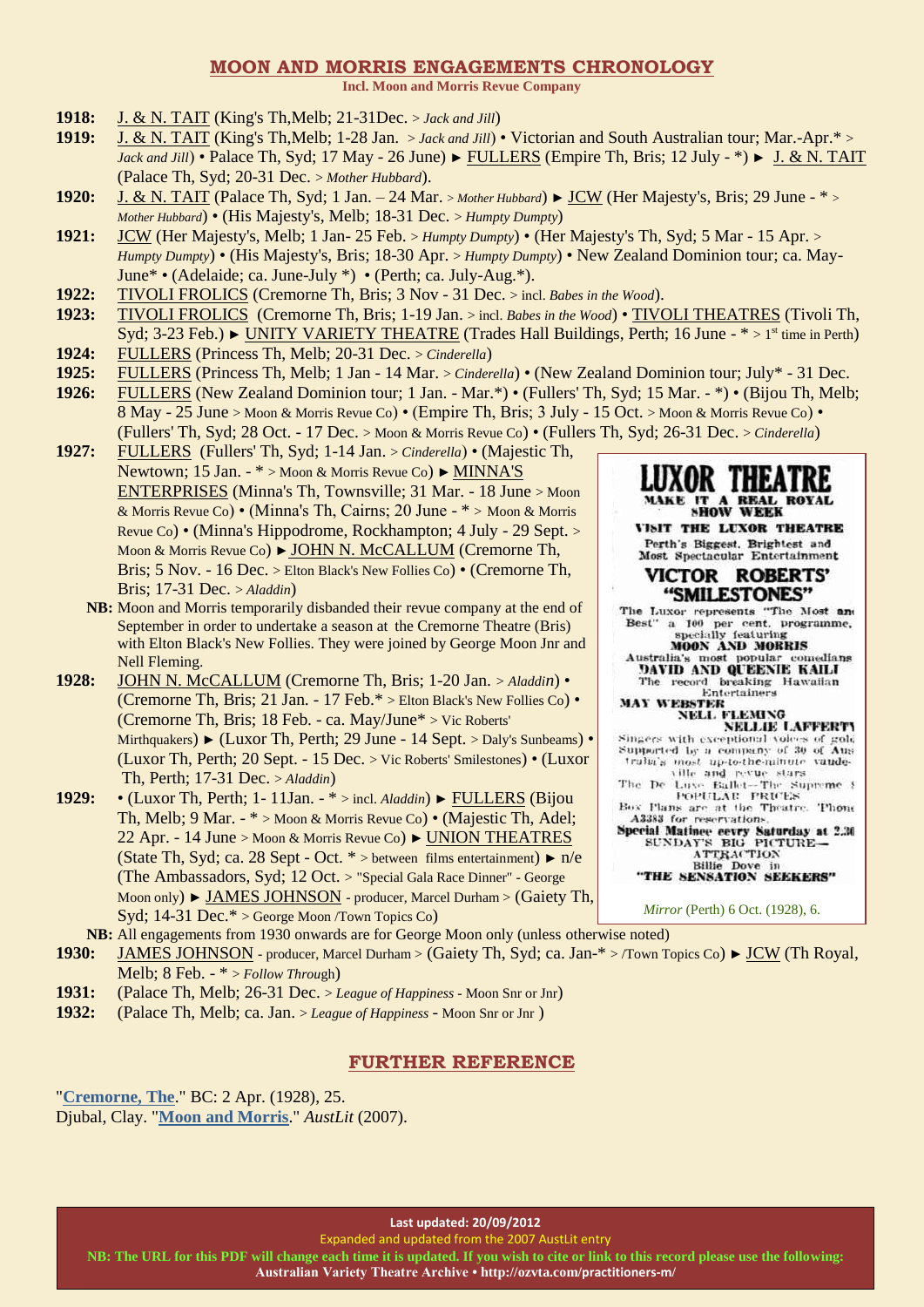## MOON AND MORRIS ENGAGEMENTS CHRONOLOGY

**Incl. Moon and Morris Revue Company**

**1918:** J. & N. TAIT (King's Th,Melb; 21-31Dec. > *Jack and Jill*)

**1919:** J. & N. TAIT (King's Th,Melb; 1-28 Jan. > *Jack and Jill*) • Victorian and South Australian tour; Mar.-Apr.* > *Jack and Jill*) • Palace Th, Syd; 17 May - 26 June) ► FULLERS (Empire Th, Bris; 12 July - *) ► J. & N. TAIT (Palace Th, Syd; 20-31 Dec. > *Mother Hubbard*).

**1920:** J. & N. TAIT (Palace Th, Syd; 1 Jan. – 24 Mar. > *Mother Hubbard*) ► JCW (Her Majesty's, Bris; 29 June - * > *Mother Hubbard*) • (His Majesty's, Melb; 18-31 Dec. > *Humpty Dumpty*)

**1921:** JCW (Her Majesty's, Melb; 1 Jan- 25 Feb. > *Humpty Dumpty*) • (Her Majesty's Th, Syd; 5 Mar - 15 Apr. > *Humpty Dumpty*) • (His Majesty's, Bris; 18-30 Apr. > *Humpty Dumpty*) • New Zealand Dominion tour; ca. May-June* • (Adelaide; ca. June-July *) • (Perth; ca. July-Aug.*).

**1922:** TIVOLI FROLICS (Cremorne Th, Bris; 3 Nov - 31 Dec. > incl. *Babes in the Wood*).

**1923:** TIVOLI FROLICS (Cremorne Th, Bris; 1-19 Jan. > incl. *Babes in the Wood*) • TIVOLI THEATRES (Tivoli Th, Syd; 3-23 Feb.) ► UNITY VARIETY THEATRE (Trades Hall Buildings, Perth; 16 June - * > 1st time in Perth)

**1924:** FULLERS (Princess Th, Melb; 20-31 Dec. > *Cinderella*)

**1925:** FULLERS (Princess Th, Melb; 1 Jan - 14 Mar. > *Cinderella*) • (New Zealand Dominion tour; July* - 31 Dec.

**1926:** FULLERS (New Zealand Dominion tour; 1 Jan. - Mar.*) • (Fullers' Th, Syd; 15 Mar. - *) • (Bijou Th, Melb; 8 May - 25 June > Moon & Morris Revue Co) • (Empire Th, Bris; 3 July - 15 Oct. > Moon & Morris Revue Co) • (Fullers' Th, Syd; 28 Oct. - 17 Dec. > Moon & Morris Revue Co) • (Fullers Th, Syd; 26-31 Dec. > *Cinderella*)

**1927:** FULLERS (Fullers' Th, Syd; 1-14 Jan. > *Cinderella*) • (Majestic Th, Newtown; 15 Jan. - * > Moon & Morris Revue Co) ► MINNA'S ENTERPRISES (Minna's Th, Townsville; 31 Mar. - 18 June > Moon & Morris Revue Co) • (Minna's Th, Cairns; 20 June - * > Moon & Morris Revue Co) • (Minna's Hippodrome, Rockhampton; 4 July - 29 Sept. > Moon & Morris Revue Co) ► JOHN N. McCALLUM (Cremorne Th, Bris; 5 Nov. - 16 Dec. > Elton Black's New Follies Co) • (Cremorne Th, Bris; 17-31 Dec. > *Aladdin*)

**NB:** Moon and Morris temporarily disbanded their revue company at the end of September in order to undertake a season at the Cremorne Theatre (Bris) with Elton Black's New Follies. They were joined by George Moon Jnr and Nell Fleming.

**1928:** JOHN N. McCALLUM (Cremorne Th, Bris; 1-20 Jan. > *Aladdin*) • (Cremorne Th, Bris; 21 Jan. - 17 Feb.* > Elton Black's New Follies Co) • (Cremorne Th, Bris; 18 Feb. - ca. May/June* > Vic Roberts' Mirthquakers) ► (Luxor Th, Perth; 29 June - 14 Sept. > Daly's Sunbeams) • (Luxor Th, Perth; 20 Sept. - 15 Dec. > Vic Roberts' Smilestones) • (Luxor Th, Perth; 17-31 Dec. > *Aladdin*)

**1929:** • (Luxor Th, Perth; 1- 11Jan. - * > incl. *Aladdin*) ► FULLERS (Bijou Th, Melb; 9 Mar. - * > Moon & Morris Revue Co) • (Majestic Th, Adel; 22 Apr. - 14 June > Moon & Morris Revue Co) ► UNION THEATRES (State Th, Syd; ca. 28 Sept - Oct. * > between films entertainment) ► n/e (The Ambassadors, Syd; 12 Oct. > "Special Gala Race Dinner" - George Moon only) ► JAMES JOHNSON - producer, Marcel Durham > (Gaiety Th, Syd; 14-31 Dec.* > George Moon /Town Topics Co)

LUXOR THEATRE
MAKE IT A REAL ROYAL SHOW WEEK
VISIT THE LUXOR THEATRE
Perth's Biggest, Brightest and Most Spectacular Entertainment
VICTOR ROBERTS' "SMILESTONES"
The Luxor represents "The Most and Best" a 100 per cent. programme, specially featuring
MOON AND MORRIS
Australia's most popular comedians
DAVID AND QUEENIE KAILI
The record breaking Hawaiian Entertainers
MAY WEBSTER
NELL FLEMING
NELLIE LAFFERTY
Singers with exceptional voices of gold
Supported by a company of 30 of Australia's most up-to-the-minute vaudeville and revue stars
The De Luxe Ballet—The Supreme
POPULAR PRICES
Box Plans are at the Theatre. 'Phone A3383 for reservations.
Special Matinee every Saturday at 2.30
SUNDAY'S BIG PICTURE—ATTRACTION
Billie Dove in
"THE SENSATION SEEKERS"

*Mirror* (Perth) 6 Oct. (1928), 6.

**NB:** All engagements from 1930 onwards are for George Moon only (unless otherwise noted)

**1930:** JAMES JOHNSON - producer, Marcel Durham > (Gaiety Th, Syd; ca. Jan-* > /Town Topics Co) ► JCW (Th Royal, Melb; 8 Feb. - * > *Follow Through*)

**1931:** (Palace Th, Melb; 26-31 Dec. > *League of Happiness* - Moon Snr or Jnr)

**1932:** (Palace Th, Melb; ca. Jan. > *League of Happiness* - Moon Snr or Jnr )

## FURTHER REFERENCE

"**Cremorne, The**." BC: 2 Apr. (1928), 25.

Djubal, Clay. "**Moon and Morris**." *AustLit* (2007).

**Last updated: 20/09/2012**

Expanded and updated from the 2007 AustLit entry

**NB: The URL for this PDF will change each time it is updated. If you wish to cite or link to this record please use the following: Australian Variety Theatre Archive • http://ozvta.com/practitioners-m/**